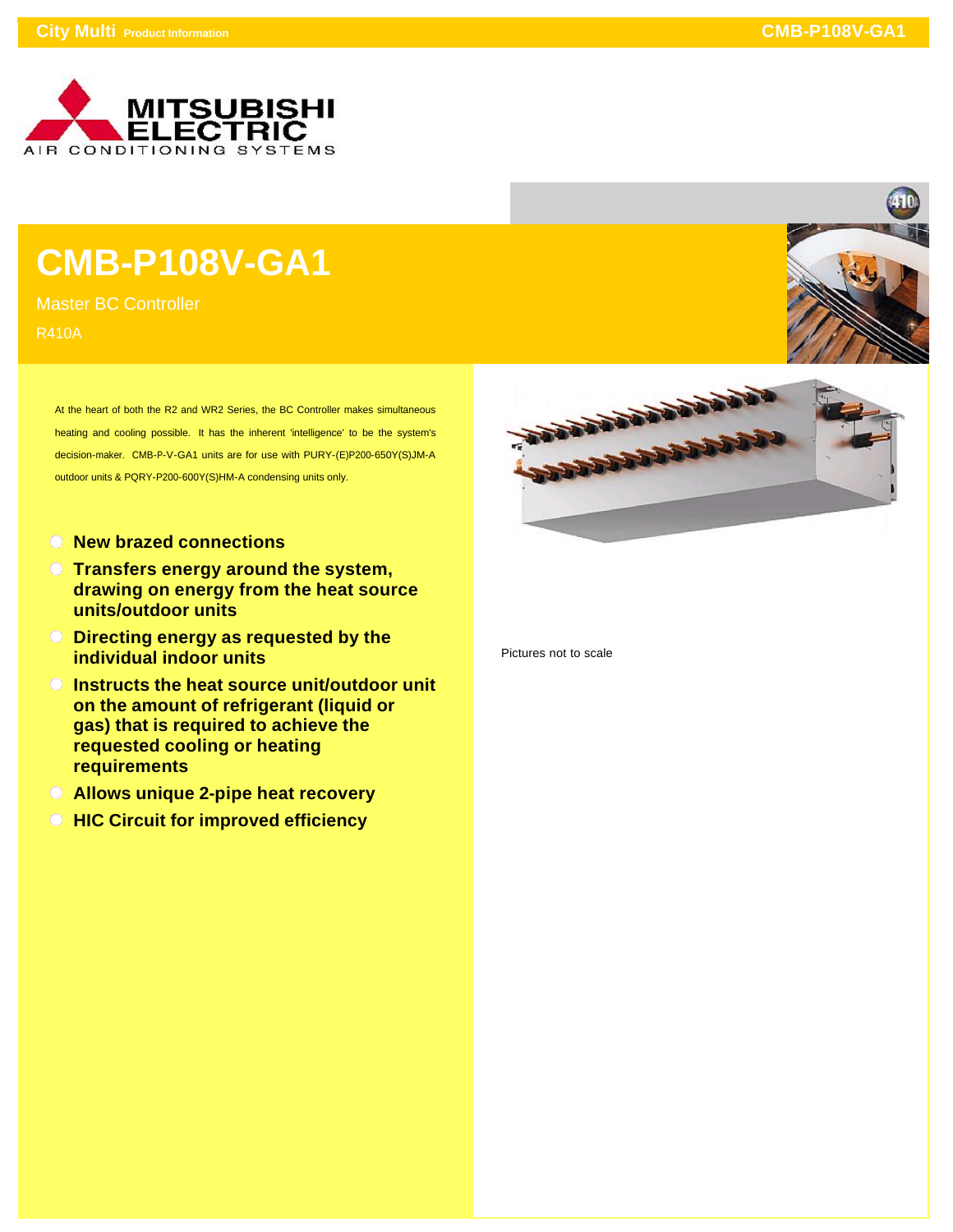# CMB-P108V-GA1

Master BC Controller

R410A

At the heart of both the R2 and WR2 Series, the BC Controller makes simultaneous heating and cooling possible. It has the inherent 'intelligence' to be the system's decision-maker. CMB-P-V-GA1 units are for use with PURY-(E)P200-650Y(S)JM-A outdoor units & PQRY-P200-600Y(S)HM-A condensing units only.

- **New brazed connections**
- **Transfers energy around the system, drawing on energy from the heat source units/outdoor units**
- **Directing energy as requested by the individual indoor units**
- **Instructs the heat source unit/outdoor unit on the amount of refrigerant (liquid or gas) that is required to achieve the requested cooling or heating requirements**
- **Allows unique 2-pipe heat recovery**
- **HIC Circuit for improved efficiency**

Pictures not to scale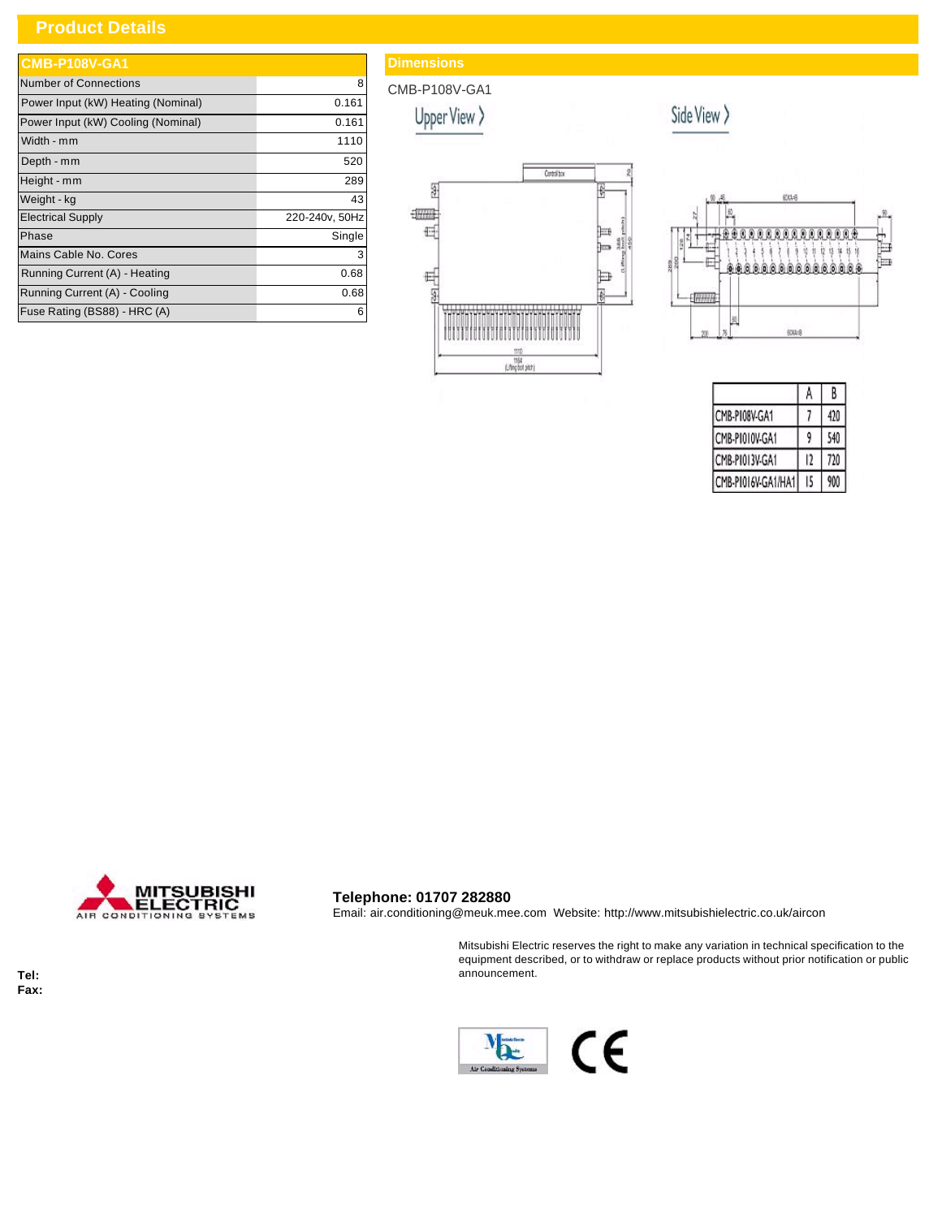## Product Details

| CMB-P108V-GA1 | |
|---|---|
| Number of Connections | 8 |
| Power Input (kW) Heating (Nominal) | 0.161 |
| Power Input (kW) Cooling (Nominal) | 0.161 |
| Width - mm | 1110 |
| Depth - mm | 520 |
| Height - mm | 289 |
| Weight - kg | 43 |
| Electrical Supply | 220-240v, 50Hz |
| Phase | Single |
| Mains Cable No. Cores | 3 |
| Running Current (A) - Heating | 0.68 |
| Running Current (A) - Cooling | 0.68 |
| Fuse Rating (BS88) - HRC (A) | 6 |

### Dimensions

CMB-P108V-GA1

Upper View

Side View

| | A | B |
|---|---|---|
| CMB-P108V-GA1 | 7 | 420 |
| CMB-P1010V-GA1 | 9 | 540 |
| CMB-P1013V-GA1 | 12 | 720 |
| CMB-P1016V-GA1/HA1 | 15 | 900 |

**Telephone: 01707 282880**

Email: air.conditioning@meuk.mee.com Website: http://www.mitsubishielectric.co.uk/aircon

Mitsubishi Electric reserves the right to make any variation in technical specification to the equipment described, or to withdraw or replace products without prior notification or public announcement.

**Tel:**

**Fax:**